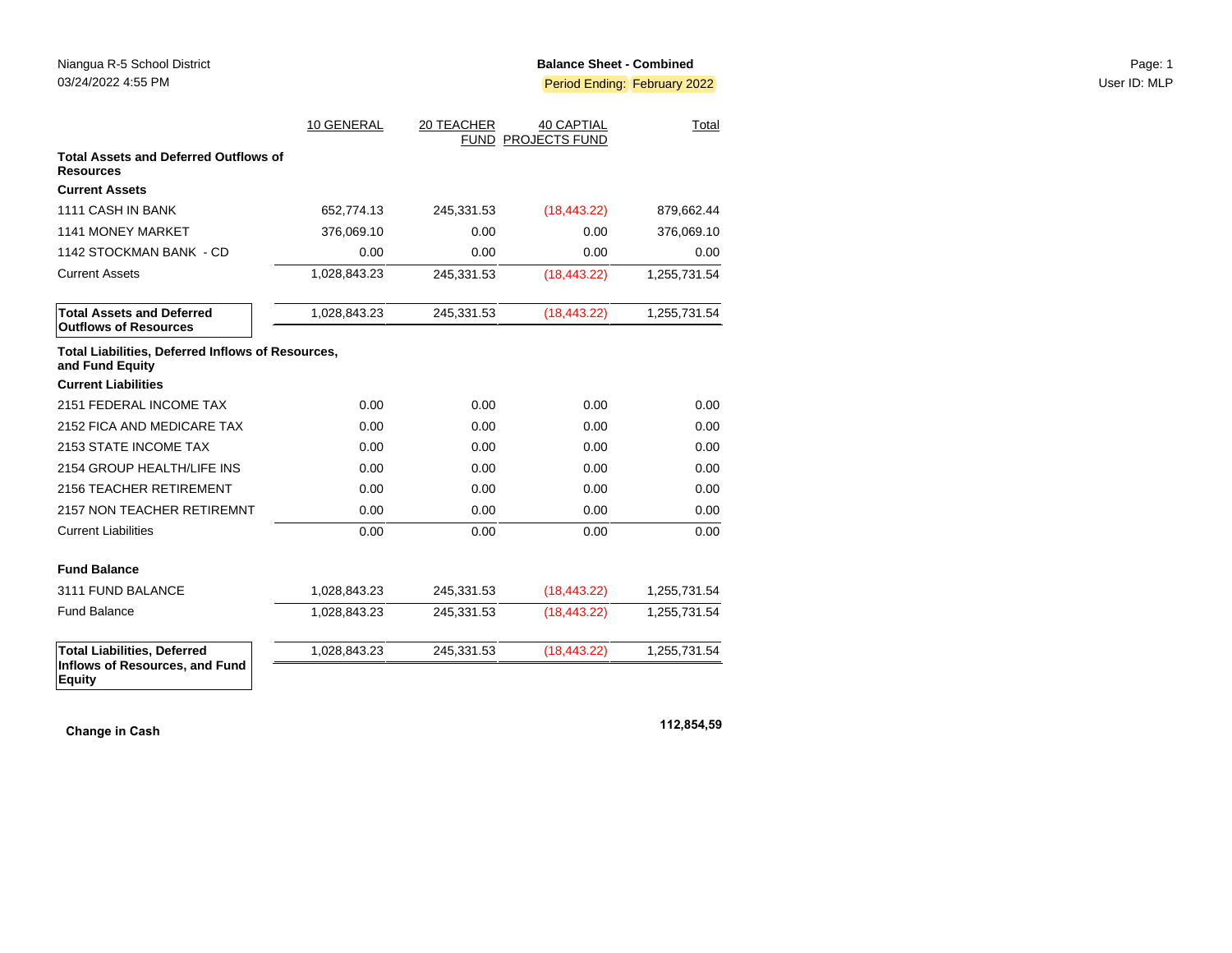Niangua R-5 School District
03/24/2022 4:55 PM

**Balance Sheet - Combined**
Period Ending: February 2022

User ID: MLP

| | 10 GENERAL | 20 TEACHER FUND | 40 CAPTIAL PROJECTS FUND | Total |
|---|---|---|---|---|
| **Total Assets and Deferred Outflows of Resources** | | | | |
| **Current Assets** | | | | |
| 1111 CASH IN BANK | 652,774.13 | 245,331.53 | (18,443.22) | 879,662.44 |
| 1141 MONEY MARKET | 376,069.10 | 0.00 | 0.00 | 376,069.10 |
| 1142 STOCKMAN BANK - CD | 0.00 | 0.00 | 0.00 | 0.00 |
| Current Assets | 1,028,843.23 | 245,331.53 | (18,443.22) | 1,255,731.54 |
| **Total Assets and Deferred Outflows of Resources** | 1,028,843.23 | 245,331.53 | (18,443.22) | 1,255,731.54 |
| **Total Liabilities, Deferred Inflows of Resources, and Fund Equity** | | | | |
| **Current Liabilities** | | | | |
| 2151 FEDERAL INCOME TAX | 0.00 | 0.00 | 0.00 | 0.00 |
| 2152 FICA AND MEDICARE TAX | 0.00 | 0.00 | 0.00 | 0.00 |
| 2153 STATE INCOME TAX | 0.00 | 0.00 | 0.00 | 0.00 |
| 2154 GROUP HEALTH/LIFE INS | 0.00 | 0.00 | 0.00 | 0.00 |
| 2156 TEACHER RETIREMENT | 0.00 | 0.00 | 0.00 | 0.00 |
| 2157 NON TEACHER RETIREMNT | 0.00 | 0.00 | 0.00 | 0.00 |
| Current Liabilities | 0.00 | 0.00 | 0.00 | 0.00 |
| **Fund Balance** | | | | |
| 3111 FUND BALANCE | 1,028,843.23 | 245,331.53 | (18,443.22) | 1,255,731.54 |
| Fund Balance | 1,028,843.23 | 245,331.53 | (18,443.22) | 1,255,731.54 |
| **Total Liabilities, Deferred Inflows of Resources, and Fund Equity** | 1,028,843.23 | 245,331.53 | (18,443.22) | 1,255,731.54 |

**Change in Cash** **112,854,59**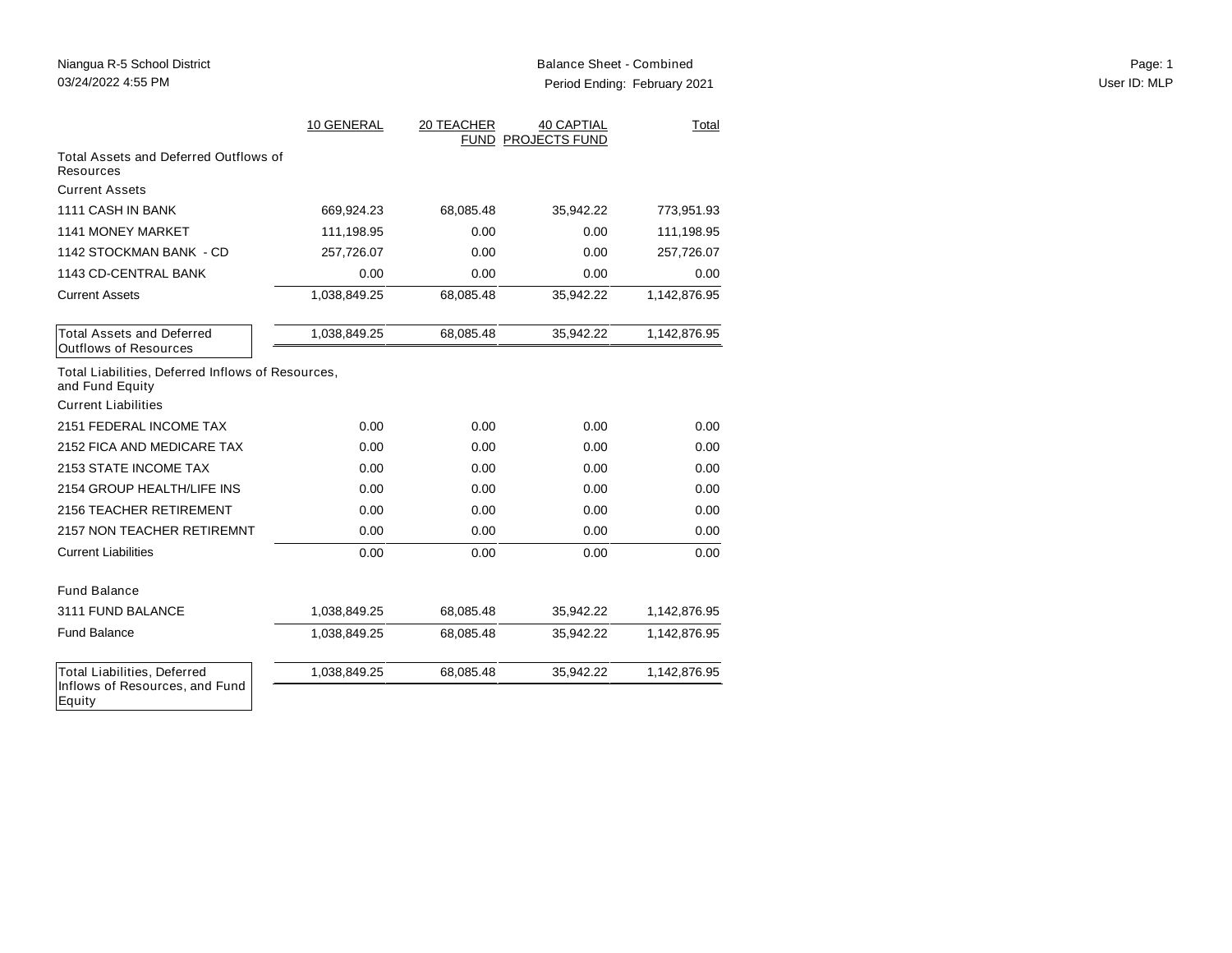Niangua R-5 School District
03/24/2022 4:55 PM

Balance Sheet - Combined
Period Ending: February 2021

Page: 1
User ID: MLP

| | 10 GENERAL | 20 TEACHER FUND | 40 CAPTIAL PROJECTS FUND | Total |
|---|---|---|---|---|
| **Total Assets and Deferred Outflows of Resources** | | | | |
| Current Assets | | | | |
| 1111 CASH IN BANK | 669,924.23 | 68,085.48 | 35,942.22 | 773,951.93 |
| 1141 MONEY MARKET | 111,198.95 | 0.00 | 0.00 | 111,198.95 |
| 1142 STOCKMAN BANK - CD | 257,726.07 | 0.00 | 0.00 | 257,726.07 |
| 1143 CD-CENTRAL BANK | 0.00 | 0.00 | 0.00 | 0.00 |
| Current Assets | 1,038,849.25 | 68,085.48 | 35,942.22 | 1,142,876.95 |
| Total Assets and Deferred Outflows of Resources | 1,038,849.25 | 68,085.48 | 35,942.22 | 1,142,876.95 |
| **Total Liabilities, Deferred Inflows of Resources, and Fund Equity** | | | | |
| Current Liabilities | | | | |
| 2151 FEDERAL INCOME TAX | 0.00 | 0.00 | 0.00 | 0.00 |
| 2152 FICA AND MEDICARE TAX | 0.00 | 0.00 | 0.00 | 0.00 |
| 2153 STATE INCOME TAX | 0.00 | 0.00 | 0.00 | 0.00 |
| 2154 GROUP HEALTH/LIFE INS | 0.00 | 0.00 | 0.00 | 0.00 |
| 2156 TEACHER RETIREMENT | 0.00 | 0.00 | 0.00 | 0.00 |
| 2157 NON TEACHER RETIREMNT | 0.00 | 0.00 | 0.00 | 0.00 |
| Current Liabilities | 0.00 | 0.00 | 0.00 | 0.00 |
| Fund Balance | | | | |
| 3111 FUND BALANCE | 1,038,849.25 | 68,085.48 | 35,942.22 | 1,142,876.95 |
| Fund Balance | 1,038,849.25 | 68,085.48 | 35,942.22 | 1,142,876.95 |
| Total Liabilities, Deferred Inflows of Resources, and Fund Equity | 1,038,849.25 | 68,085.48 | 35,942.22 | 1,142,876.95 |